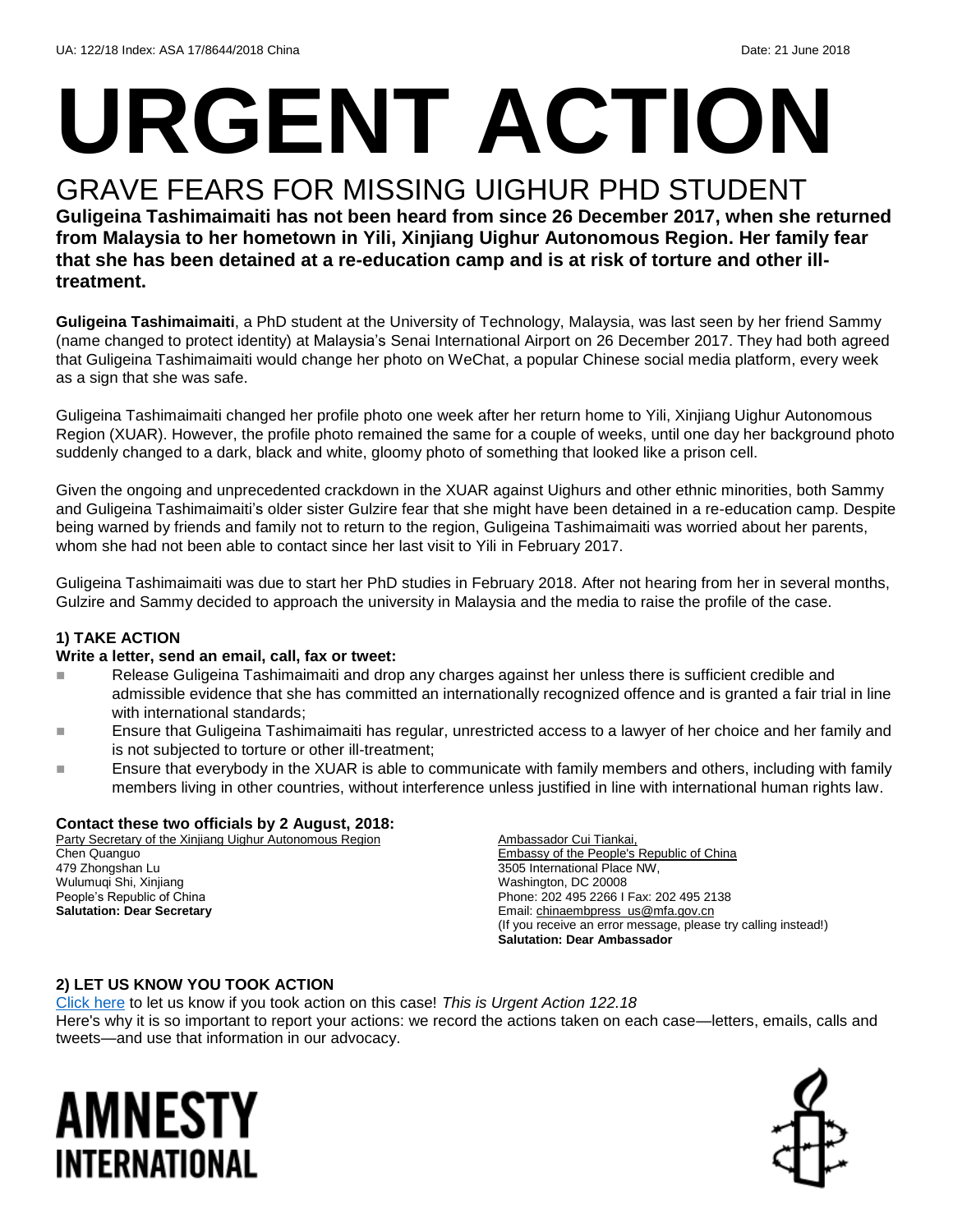UA: 122/18 Index: ASA 17/8644/2018 China Date: 21 June 2018

# URGENT ACTION

## GRAVE FEARS FOR MISSING UIGHUR PHD STUDENT

**Guligeina Tashimaimaiti has not been heard from since 26 December 2017, when she returned from Malaysia to her hometown in Yili, Xinjiang Uighur Autonomous Region. Her family fear that she has been detained at a re-education camp and is at risk of torture and other ill-treatment.**

**Guligeina Tashimaimaiti**, a PhD student at the University of Technology, Malaysia, was last seen by her friend Sammy (name changed to protect identity) at Malaysia's Senai International Airport on 26 December 2017. They had both agreed that Guligeina Tashimaimaiti would change her photo on WeChat, a popular Chinese social media platform, every week as a sign that she was safe.

Guligeina Tashimaimaiti changed her profile photo one week after her return home to Yili, Xinjiang Uighur Autonomous Region (XUAR). However, the profile photo remained the same for a couple of weeks, until one day her background photo suddenly changed to a dark, black and white, gloomy photo of something that looked like a prison cell.

Given the ongoing and unprecedented crackdown in the XUAR against Uighurs and other ethnic minorities, both Sammy and Guligeina Tashimaimaiti's older sister Gulzire fear that she might have been detained in a re-education camp. Despite being warned by friends and family not to return to the region, Guligeina Tashimaimaiti was worried about her parents, whom she had not been able to contact since her last visit to Yili in February 2017.

Guligeina Tashimaimaiti was due to start her PhD studies in February 2018. After not hearing from her in several months, Gulzire and Sammy decided to approach the university in Malaysia and the media to raise the profile of the case.

### 1) TAKE ACTION

**Write a letter, send an email, call, fax or tweet:**

- Release Guligeina Tashimaimaiti and drop any charges against her unless there is sufficient credible and admissible evidence that she has committed an internationally recognized offence and is granted a fair trial in line with international standards;
- Ensure that Guligeina Tashimaimaiti has regular, unrestricted access to a lawyer of her choice and her family and is not subjected to torture or other ill-treatment;
- Ensure that everybody in the XUAR is able to communicate with family members and others, including with family members living in other countries, without interference unless justified in line with international human rights law.

**Contact these two officials by 2 August, 2018:**

Party Secretary of the Xinjiang Uighur Autonomous Region
Chen Quanguo
479 Zhongshan Lu
Wulumuqi Shi, Xinjiang
People's Republic of China
**Salutation: Dear Secretary**

Ambassador Cui Tiankai,
Embassy of the People's Republic of China
3505 International Place NW,
Washington, DC 20008
Phone: 202 495 2266 I Fax: 202 495 2138
Email: chinaembpress_us@mfa.gov.cn
(If you receive an error message, please try calling instead!)
**Salutation: Dear Ambassador**

### 2) LET US KNOW YOU TOOK ACTION

Click here to let us know if you took action on this case! *This is Urgent Action 122.18*
Here's why it is so important to report your actions: we record the actions taken on each case—letters, emails, calls and tweets—and use that information in our advocacy.

AMNESTY INTERNATIONAL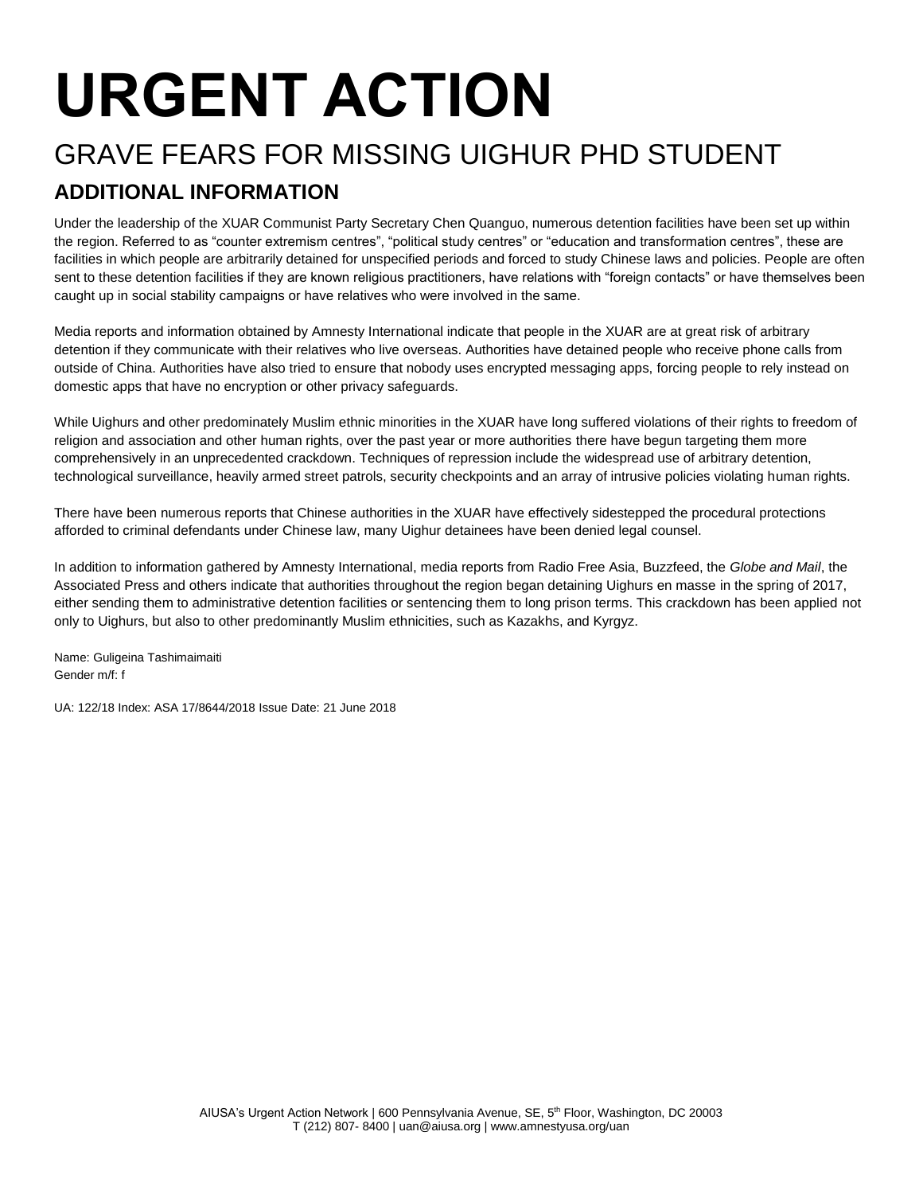# URGENT ACTION

## GRAVE FEARS FOR MISSING UIGHUR PHD STUDENT

### ADDITIONAL INFORMATION

Under the leadership of the XUAR Communist Party Secretary Chen Quanguo, numerous detention facilities have been set up within the region. Referred to as "counter extremism centres", "political study centres" or "education and transformation centres", these are facilities in which people are arbitrarily detained for unspecified periods and forced to study Chinese laws and policies. People are often sent to these detention facilities if they are known religious practitioners, have relations with "foreign contacts" or have themselves been caught up in social stability campaigns or have relatives who were involved in the same.

Media reports and information obtained by Amnesty International indicate that people in the XUAR are at great risk of arbitrary detention if they communicate with their relatives who live overseas. Authorities have detained people who receive phone calls from outside of China. Authorities have also tried to ensure that nobody uses encrypted messaging apps, forcing people to rely instead on domestic apps that have no encryption or other privacy safeguards.

While Uighurs and other predominately Muslim ethnic minorities in the XUAR have long suffered violations of their rights to freedom of religion and association and other human rights, over the past year or more authorities there have begun targeting them more comprehensively in an unprecedented crackdown. Techniques of repression include the widespread use of arbitrary detention, technological surveillance, heavily armed street patrols, security checkpoints and an array of intrusive policies violating human rights.

There have been numerous reports that Chinese authorities in the XUAR have effectively sidestepped the procedural protections afforded to criminal defendants under Chinese law, many Uighur detainees have been denied legal counsel.

In addition to information gathered by Amnesty International, media reports from Radio Free Asia, Buzzfeed, the *Globe and Mail*, the Associated Press and others indicate that authorities throughout the region began detaining Uighurs en masse in the spring of 2017, either sending them to administrative detention facilities or sentencing them to long prison terms. This crackdown has been applied not only to Uighurs, but also to other predominantly Muslim ethnicities, such as Kazakhs, and Kyrgyz.

Name: Guligeina Tashimaimaiti
Gender m/f: f

UA: 122/18 Index: ASA 17/8644/2018 Issue Date: 21 June 2018

AIUSA's Urgent Action Network | 600 Pennsylvania Avenue, SE, 5th Floor, Washington, DC 20003
T (212) 807- 8400 | uan@aiusa.org | www.amnestyusa.org/uan